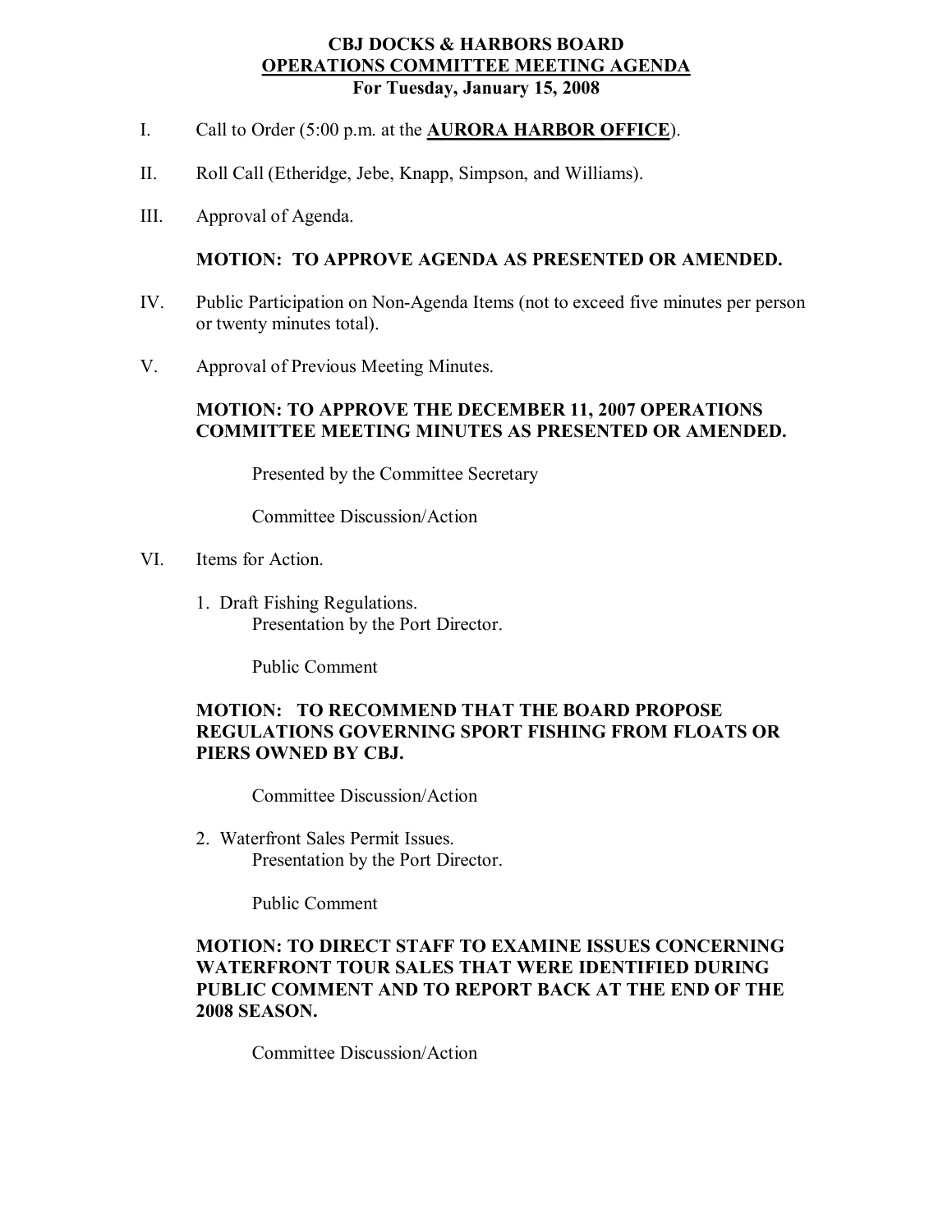# CBJ DOCKS & HARBORS BOARD
## <u>OPERATIONS COMMITTEE MEETING AGENDA</u>
### For Tuesday, January 15, 2008

I. Call to Order (5:00 p.m. at the **<u>AURORA HARBOR OFFICE</u>**).

II. Roll Call (Etheridge, Jebe, Knapp, Simpson, and Williams).

III. Approval of Agenda.

**MOTION: TO APPROVE AGENDA AS PRESENTED OR AMENDED.**

IV. Public Participation on Non-Agenda Items (not to exceed five minutes per person or twenty minutes total).

V. Approval of Previous Meeting Minutes.

**MOTION: TO APPROVE THE DECEMBER 11, 2007 OPERATIONS COMMITTEE MEETING MINUTES AS PRESENTED OR AMENDED.**

Presented by the Committee Secretary

Committee Discussion/Action

VI. Items for Action.

1. Draft Fishing Regulations.
   Presentation by the Port Director.

   Public Comment

**MOTION: TO RECOMMEND THAT THE BOARD PROPOSE REGULATIONS GOVERNING SPORT FISHING FROM FLOATS OR PIERS OWNED BY CBJ.**

Committee Discussion/Action

2. Waterfront Sales Permit Issues.
   Presentation by the Port Director.

   Public Comment

**MOTION: TO DIRECT STAFF TO EXAMINE ISSUES CONCERNING WATERFRONT TOUR SALES THAT WERE IDENTIFIED DURING PUBLIC COMMENT AND TO REPORT BACK AT THE END OF THE 2008 SEASON.**

Committee Discussion/Action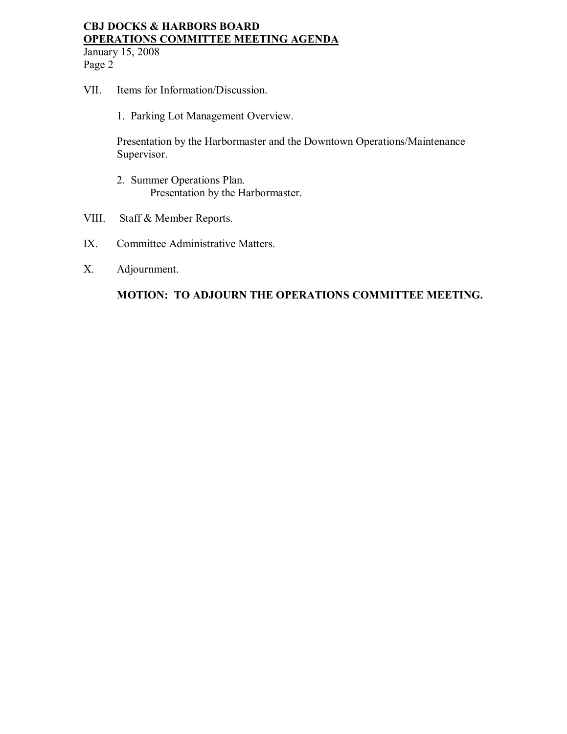VII. Items for Information/Discussion.

1. Parking Lot Management Overview.

Presentation by the Harbormaster and the Downtown Operations/Maintenance Supervisor.

2. Summer Operations Plan.
   Presentation by the Harbormaster.

VIII. Staff & Member Reports.

IX. Committee Administrative Matters.

X. Adjournment.

**MOTION: TO ADJOURN THE OPERATIONS COMMITTEE MEETING.**